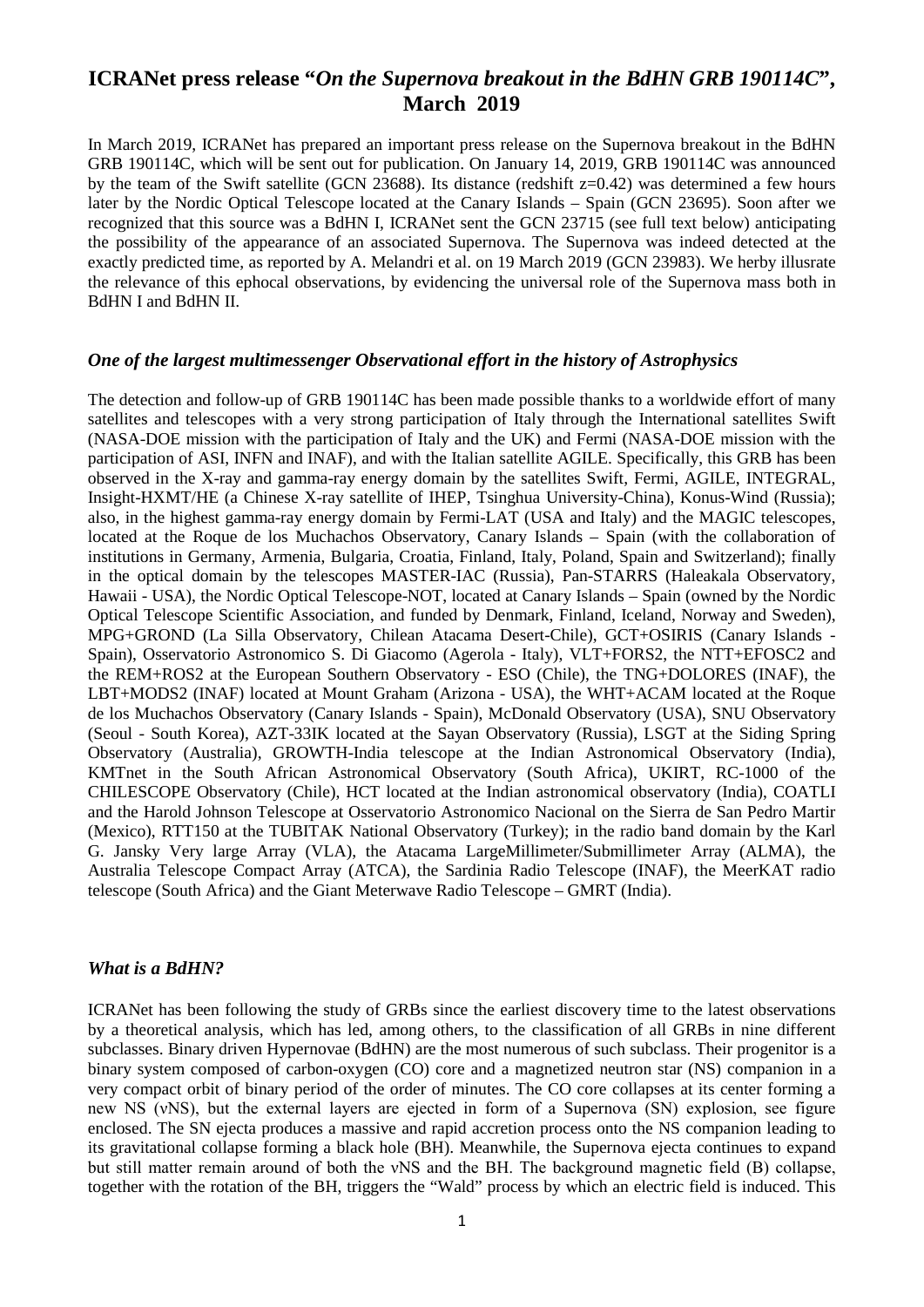# ICRANet press release "*On the Supernova breakout in the BdHN GRB 190114C*", March 2019

In March 2019, ICRANet has prepared an important press release on the Supernova breakout in the BdHN GRB 190114C, which will be sent out for publication. On January 14, 2019, GRB 190114C was announced by the team of the Swift satellite (GCN 23688). Its distance (redshift z=0.42) was determined a few hours later by the Nordic Optical Telescope located at the Canary Islands – Spain (GCN 23695). Soon after we recognized that this source was a BdHN I, ICRANet sent the GCN 23715 (see full text below) anticipating the possibility of the appearance of an associated Supernova. The Supernova was indeed detected at the exactly predicted time, as reported by A. Melandri et al. on 19 March 2019 (GCN 23983). We herby illusrate the relevance of this ephocal observations, by evidencing the universal role of the Supernova mass both in BdHN I and BdHN II.

## *One of the largest multimessenger Observational effort in the history of Astrophysics*

The detection and follow-up of GRB 190114C has been made possible thanks to a worldwide effort of many satellites and telescopes with a very strong participation of Italy through the International satellites Swift (NASA-DOE mission with the participation of Italy and the UK) and Fermi (NASA-DOE mission with the participation of ASI, INFN and INAF), and with the Italian satellite AGILE. Specifically, this GRB has been observed in the X-ray and gamma-ray energy domain by the satellites Swift, Fermi, AGILE, INTEGRAL, Insight-HXMT/HE (a Chinese X-ray satellite of IHEP, Tsinghua University-China), Konus-Wind (Russia); also, in the highest gamma-ray energy domain by Fermi-LAT (USA and Italy) and the MAGIC telescopes, located at the Roque de los Muchachos Observatory, Canary Islands – Spain (with the collaboration of institutions in Germany, Armenia, Bulgaria, Croatia, Finland, Italy, Poland, Spain and Switzerland); finally in the optical domain by the telescopes MASTER-IAC (Russia), Pan-STARRS (Haleakala Observatory, Hawaii - USA), the Nordic Optical Telescope-NOT, located at Canary Islands – Spain (owned by the Nordic Optical Telescope Scientific Association, and funded by Denmark, Finland, Iceland, Norway and Sweden), MPG+GROND (La Silla Observatory, Chilean Atacama Desert-Chile), GCT+OSIRIS (Canary Islands - Spain), Osservatorio Astronomico S. Di Giacomo (Agerola - Italy), VLT+FORS2, the NTT+EFOSC2 and the REM+ROS2 at the European Southern Observatory - ESO (Chile), the TNG+DOLORES (INAF), the LBT+MODS2 (INAF) located at Mount Graham (Arizona - USA), the WHT+ACAM located at the Roque de los Muchachos Observatory (Canary Islands - Spain), McDonald Observatory (USA), SNU Observatory (Seoul - South Korea), AZT-33IK located at the Sayan Observatory (Russia), LSGT at the Siding Spring Observatory (Australia), GROWTH-India telescope at the Indian Astronomical Observatory (India), KMTnet in the South African Astronomical Observatory (South Africa), UKIRT, RC-1000 of the CHILESCOPE Observatory (Chile), HCT located at the Indian astronomical observatory (India), COATLI and the Harold Johnson Telescope at Osservatorio Astronomico Nacional on the Sierra de San Pedro Martir (Mexico), RTT150 at the TUBITAK National Observatory (Turkey); in the radio band domain by the Karl G. Jansky Very large Array (VLA), the Atacama LargeMillimeter/Submillimeter Array (ALMA), the Australia Telescope Compact Array (ATCA), the Sardinia Radio Telescope (INAF), the MeerKAT radio telescope (South Africa) and the Giant Meterwave Radio Telescope – GMRT (India).

## *What is a BdHN?*

ICRANet has been following the study of GRBs since the earliest discovery time to the latest observations by a theoretical analysis, which has led, among others, to the classification of all GRBs in nine different subclasses. Binary driven Hypernovae (BdHN) are the most numerous of such subclass. Their progenitor is a binary system composed of carbon-oxygen (CO) core and a magnetized neutron star (NS) companion in a very compact orbit of binary period of the order of minutes. The CO core collapses at its center forming a new NS (νNS), but the external layers are ejected in form of a Supernova (SN) explosion, see figure enclosed. The SN ejecta produces a massive and rapid accretion process onto the NS companion leading to its gravitational collapse forming a black hole (BH). Meanwhile, the Supernova ejecta continues to expand but still matter remain around of both the νNS and the BH. The background magnetic field (B) collapse, together with the rotation of the BH, triggers the "Wald" process by which an electric field is induced. This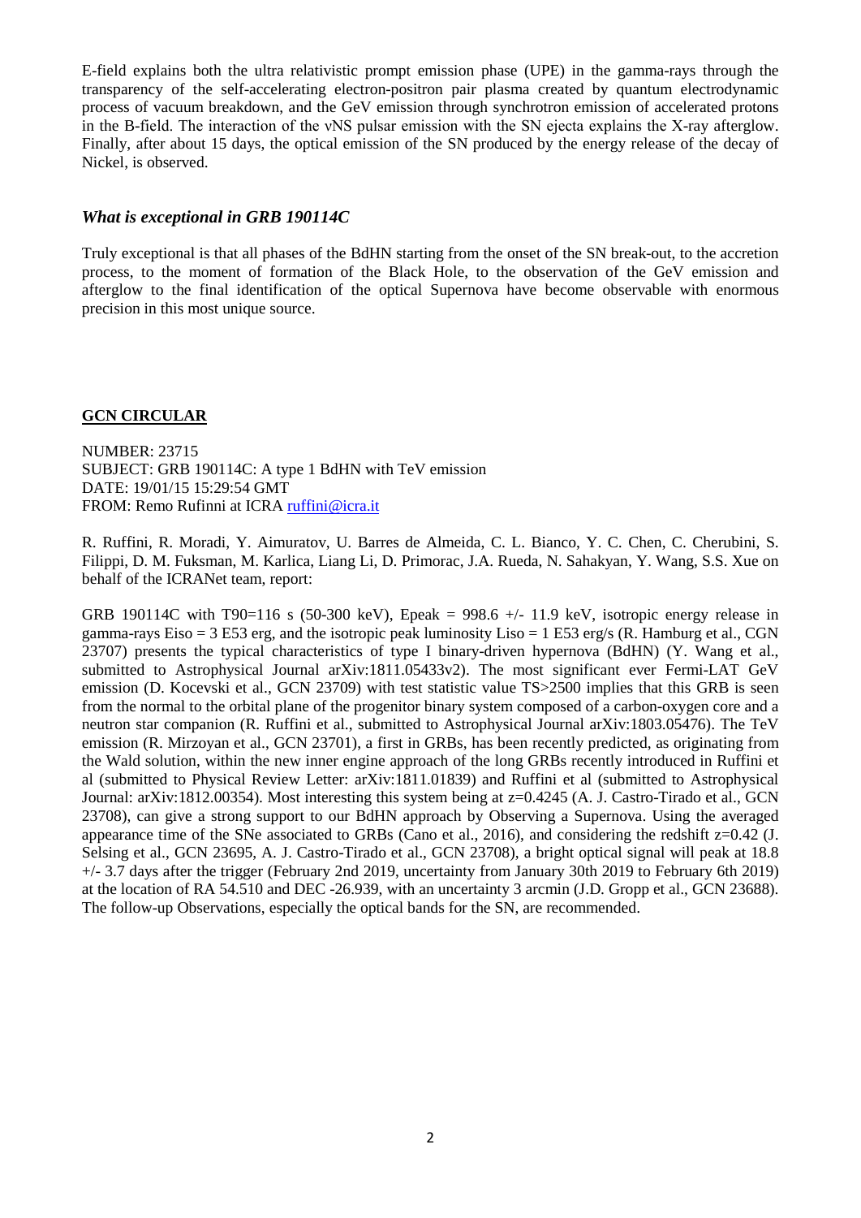E-field explains both the ultra relativistic prompt emission phase (UPE) in the gamma-rays through the transparency of the self-accelerating electron-positron pair plasma created by quantum electrodynamic process of vacuum breakdown, and the GeV emission through synchrotron emission of accelerated protons in the B-field. The interaction of the νNS pulsar emission with the SN ejecta explains the X-ray afterglow. Finally, after about 15 days, the optical emission of the SN produced by the energy release of the decay of Nickel, is observed.

### *What is exceptional in GRB 190114C*

Truly exceptional is that all phases of the BdHN starting from the onset of the SN break-out, to the accretion process, to the moment of formation of the Black Hole, to the observation of the GeV emission and afterglow to the final identification of the optical Supernova have become observable with enormous precision in this most unique source.

## GCN CIRCULAR

NUMBER: 23715
SUBJECT: GRB 190114C: A type 1 BdHN with TeV emission
DATE: 19/01/15 15:29:54 GMT
FROM: Remo Rufinni at ICRA ruffini@icra.it

R. Ruffini, R. Moradi, Y. Aimuratov, U. Barres de Almeida, C. L. Bianco, Y. C. Chen, C. Cherubini, S. Filippi, D. M. Fuksman, M. Karlica, Liang Li, D. Primorac, J.A. Rueda, N. Sahakyan, Y. Wang, S.S. Xue on behalf of the ICRANet team, report:

GRB 190114C with T90=116 s (50-300 keV), Epeak = 998.6 +/- 11.9 keV, isotropic energy release in gamma-rays Eiso = 3 E53 erg, and the isotropic peak luminosity Liso = 1 E53 erg/s (R. Hamburg et al., CGN 23707) presents the typical characteristics of type I binary-driven hypernova (BdHN) (Y. Wang et al., submitted to Astrophysical Journal arXiv:1811.05433v2). The most significant ever Fermi-LAT GeV emission (D. Kocevski et al., GCN 23709) with test statistic value TS>2500 implies that this GRB is seen from the normal to the orbital plane of the progenitor binary system composed of a carbon-oxygen core and a neutron star companion (R. Ruffini et al., submitted to Astrophysical Journal arXiv:1803.05476). The TeV emission (R. Mirzoyan et al., GCN 23701), a first in GRBs, has been recently predicted, as originating from the Wald solution, within the new inner engine approach of the long GRBs recently introduced in Ruffini et al (submitted to Physical Review Letter: arXiv:1811.01839) and Ruffini et al (submitted to Astrophysical Journal: arXiv:1812.00354). Most interesting this system being at z=0.4245 (A. J. Castro-Tirado et al., GCN 23708), can give a strong support to our BdHN approach by Observing a Supernova. Using the averaged appearance time of the SNe associated to GRBs (Cano et al., 2016), and considering the redshift z=0.42 (J. Selsing et al., GCN 23695, A. J. Castro-Tirado et al., GCN 23708), a bright optical signal will peak at 18.8 +/- 3.7 days after the trigger (February 2nd 2019, uncertainty from January 30th 2019 to February 6th 2019) at the location of RA 54.510 and DEC -26.939, with an uncertainty 3 arcmin (J.D. Gropp et al., GCN 23688). The follow-up Observations, especially the optical bands for the SN, are recommended.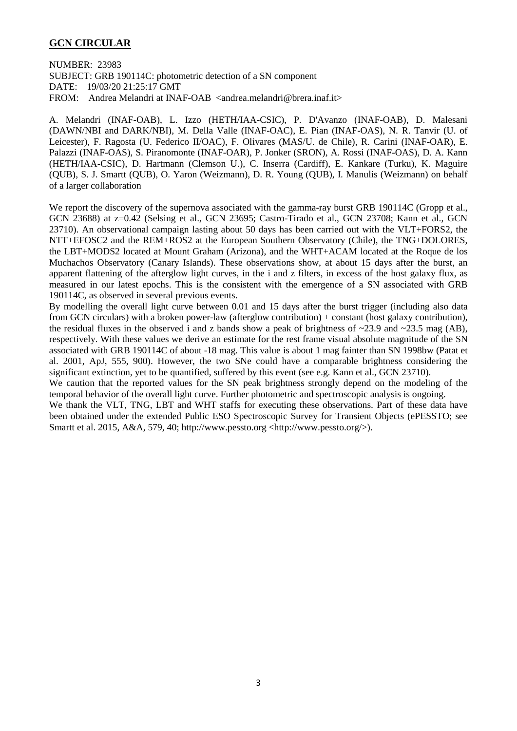## **GCN CIRCULAR**

NUMBER: 23983
SUBJECT: GRB 190114C: photometric detection of a SN component
DATE: 19/03/20 21:25:17 GMT
FROM: Andrea Melandri at INAF-OAB <andrea.melandri@brera.inaf.it>

A. Melandri (INAF-OAB), L. Izzo (HETH/IAA-CSIC), P. D'Avanzo (INAF-OAB), D. Malesani (DAWN/NBI and DARK/NBI), M. Della Valle (INAF-OAC), E. Pian (INAF-OAS), N. R. Tanvir (U. of Leicester), F. Ragosta (U. Federico II/OAC), F. Olivares (MAS/U. de Chile), R. Carini (INAF-OAR), E. Palazzi (INAF-OAS), S. Piranomonte (INAF-OAR), P. Jonker (SRON), A. Rossi (INAF-OAS), D. A. Kann (HETH/IAA-CSIC), D. Hartmann (Clemson U.), C. Inserra (Cardiff), E. Kankare (Turku), K. Maguire (QUB), S. J. Smartt (QUB), O. Yaron (Weizmann), D. R. Young (QUB), I. Manulis (Weizmann) on behalf of a larger collaboration

We report the discovery of the supernova associated with the gamma-ray burst GRB 190114C (Gropp et al., GCN 23688) at z=0.42 (Selsing et al., GCN 23695; Castro-Tirado et al., GCN 23708; Kann et al., GCN 23710). An observational campaign lasting about 50 days has been carried out with the VLT+FORS2, the NTT+EFOSC2 and the REM+ROS2 at the European Southern Observatory (Chile), the TNG+DOLORES, the LBT+MODS2 located at Mount Graham (Arizona), and the WHT+ACAM located at the Roque de los Muchachos Observatory (Canary Islands). These observations show, at about 15 days after the burst, an apparent flattening of the afterglow light curves, in the i and z filters, in excess of the host galaxy flux, as measured in our latest epochs. This is the consistent with the emergence of a SN associated with GRB 190114C, as observed in several previous events.

By modelling the overall light curve between 0.01 and 15 days after the burst trigger (including also data from GCN circulars) with a broken power-law (afterglow contribution) + constant (host galaxy contribution), the residual fluxes in the observed i and z bands show a peak of brightness of ~23.9 and ~23.5 mag (AB), respectively. With these values we derive an estimate for the rest frame visual absolute magnitude of the SN associated with GRB 190114C of about -18 mag. This value is about 1 mag fainter than SN 1998bw (Patat et al. 2001, ApJ, 555, 900). However, the two SNe could have a comparable brightness considering the significant extinction, yet to be quantified, suffered by this event (see e.g. Kann et al., GCN 23710).

We caution that the reported values for the SN peak brightness strongly depend on the modeling of the temporal behavior of the overall light curve. Further photometric and spectroscopic analysis is ongoing.

We thank the VLT, TNG, LBT and WHT staffs for executing these observations. Part of these data have been obtained under the extended Public ESO Spectroscopic Survey for Transient Objects (ePESSTO; see Smartt et al. 2015, A&A, 579, 40; http://www.pessto.org <http://www.pessto.org/>).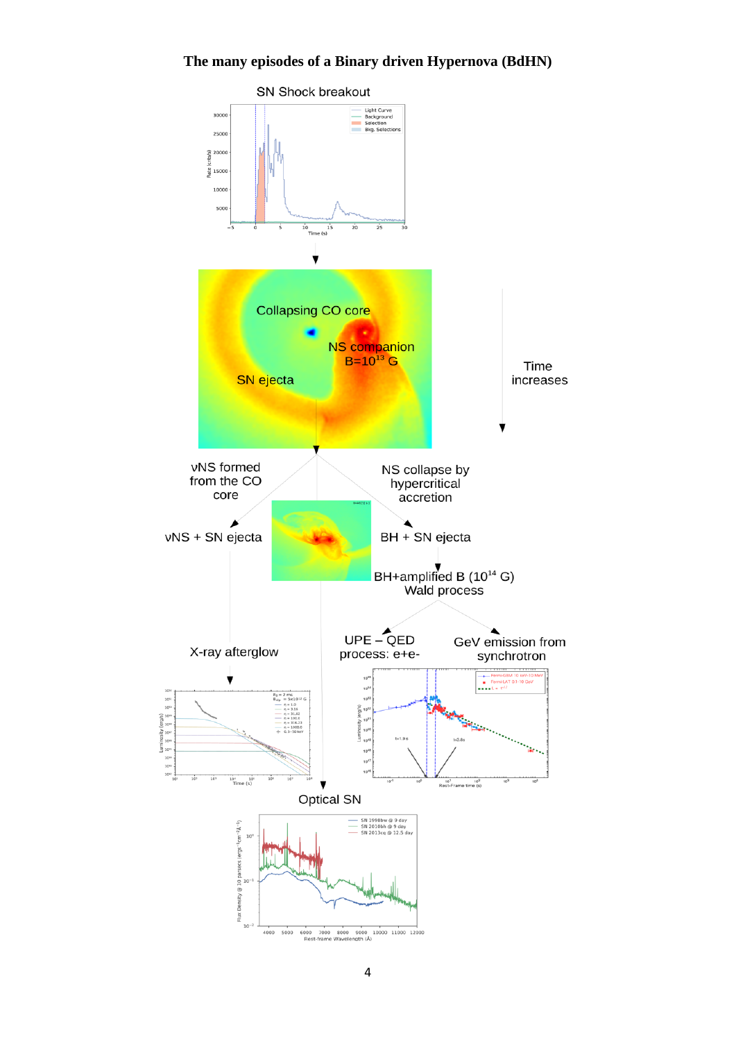**The many episodes of a Binary driven Hypernova (BdHN)**

SN Shock breakout

Light Curve
Background
Selection
Bkg. Selections

Rate (c/ts/s)

30000
25000
20000
15000
10000
5000

−5 0 5 10 15 20 25 30
Time (s)

Collapsing CO core

NS companion
$B=10^{13}$ G

SN ejecta

Time increases

νNS formed from the CO core

NS collapse by hypercritical accretion

νNS + SN ejecta

BH + SN ejecta

BH+amplified B ($10^{14}$ G)
Wald process

X-ray afterglow

UPE – QED process: e+e-

GeV emission from synchrotron

Luminosity (erg/s)

Time (s)

Fermi-GBM 10 keV–10 MeV
Fermi-LAT 0.1–10 GeV

Luminosity (erg/s)

t=1.9 s
t=3.8 s

Rest-Frame time (s)

Optical SN

SN 1998bw @ 9 day
SN 2010bh @ 9 day
SN 2013cq @ 12.5 day

Flux Density @ 10 parsecs (ergs$^{-1}$cm$^{-2}$Å$^{-1}$)

$10^{0}$
$10^{-1}$
$10^{-2}$

4000 5000 6000 7000 8000 9000 10000 11000 12000
Rest-frame Wavelength (Å)